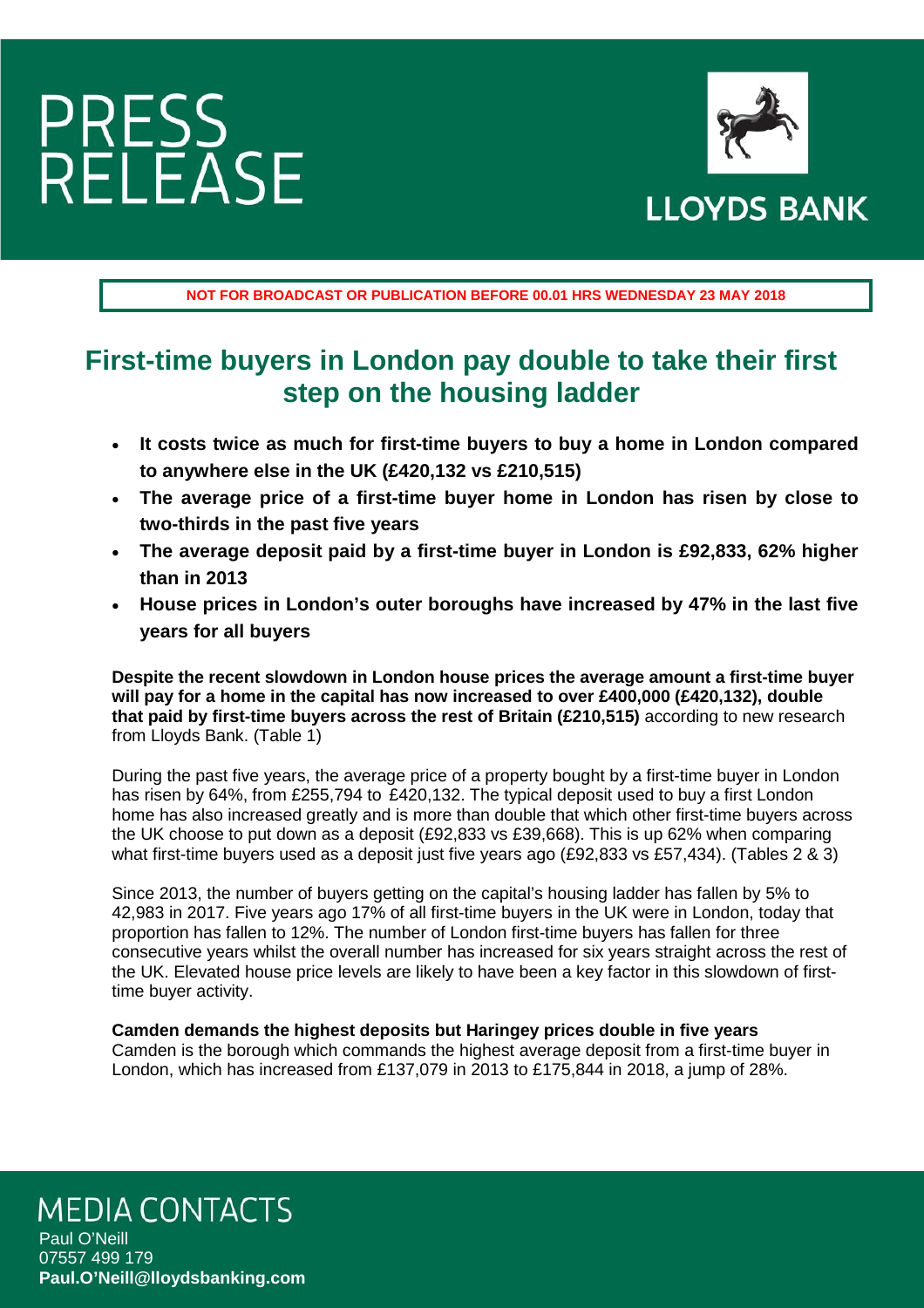PRESS RELEASE

LLOYDS BANK

**NOT FOR BROADCAST OR PUBLICATION BEFORE 00.01 HRS WEDNESDAY 23 MAY 2018**

# First-time buyers in London pay double to take their first step on the housing ladder

- **It costs twice as much for first-time buyers to buy a home in London compared to anywhere else in the UK (£420,132 vs £210,515)**
- **The average price of a first-time buyer home in London has risen by close to two-thirds in the past five years**
- **The average deposit paid by a first-time buyer in London is £92,833, 62% higher than in 2013**
- **House prices in London's outer boroughs have increased by 47% in the last five years for all buyers**

**Despite the recent slowdown in London house prices the average amount a first-time buyer will pay for a home in the capital has now increased to over £400,000 (£420,132), double that paid by first-time buyers across the rest of Britain (£210,515)** according to new research from Lloyds Bank. (Table 1)

During the past five years, the average price of a property bought by a first-time buyer in London has risen by 64%, from £255,794 to £420,132. The typical deposit used to buy a first London home has also increased greatly and is more than double that which other first-time buyers across the UK choose to put down as a deposit (£92,833 vs £39,668). This is up 62% when comparing what first-time buyers used as a deposit just five years ago (£92,833 vs £57,434). (Tables 2 & 3)

Since 2013, the number of buyers getting on the capital's housing ladder has fallen by 5% to 42,983 in 2017. Five years ago 17% of all first-time buyers in the UK were in London, today that proportion has fallen to 12%. The number of London first-time buyers has fallen for three consecutive years whilst the overall number has increased for six years straight across the rest of the UK. Elevated house price levels are likely to have been a key factor in this slowdown of first-time buyer activity.

**Camden demands the highest deposits but Haringey prices double in five years**

Camden is the borough which commands the highest average deposit from a first-time buyer in London, which has increased from £137,079 in 2013 to £175,844 in 2018, a jump of 28%.

MEDIA CONTACTS

Paul O'Neill
07557 499 179
**Paul.O'Neill@lloydsbanking.com**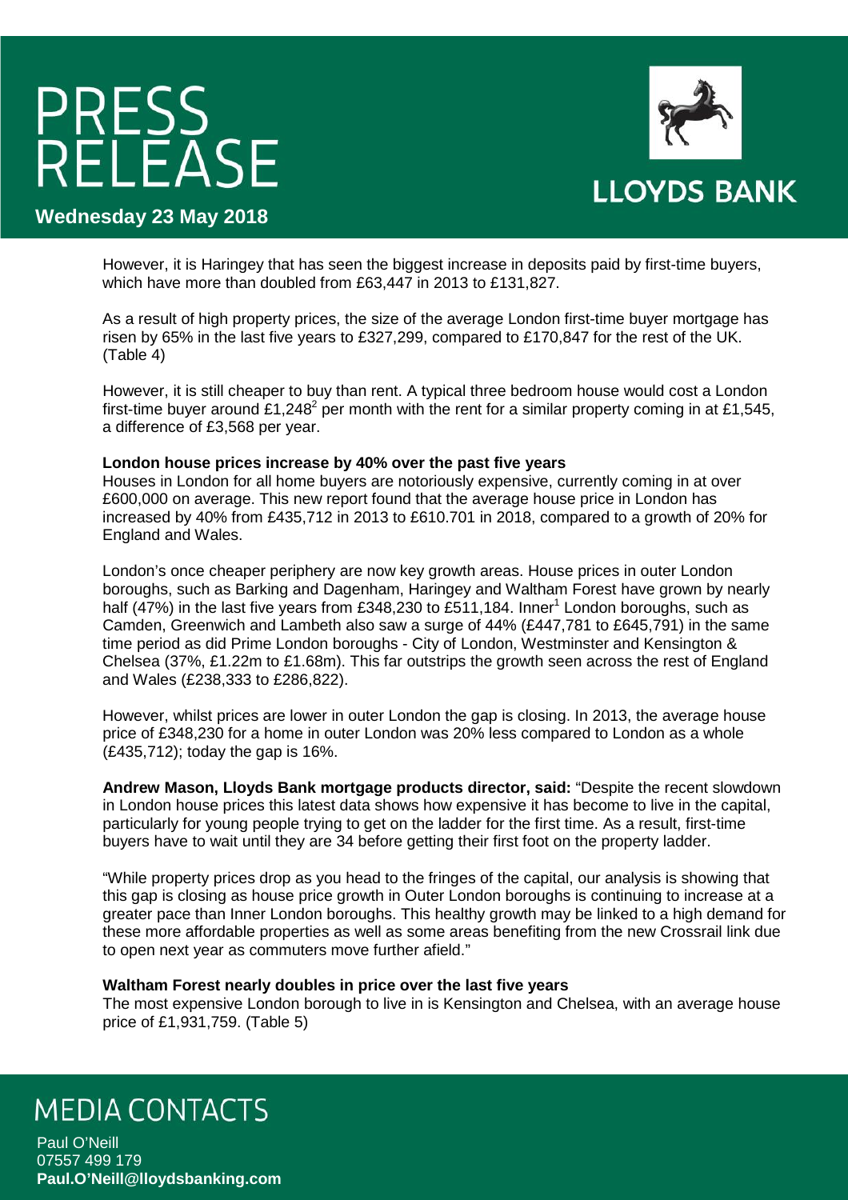However, it is Haringey that has seen the biggest increase in deposits paid by first-time buyers, which have more than doubled from £63,447 in 2013 to £131,827.

As a result of high property prices, the size of the average London first-time buyer mortgage has risen by 65% in the last five years to £327,299, compared to £170,847 for the rest of the UK. (Table 4)

However, it is still cheaper to buy than rent. A typical three bedroom house would cost a London first-time buyer around £1,248[2] per month with the rent for a similar property coming in at £1,545, a difference of £3,568 per year.

**London house prices increase by 40% over the past five years**
Houses in London for all home buyers are notoriously expensive, currently coming in at over £600,000 on average. This new report found that the average house price in London has increased by 40% from £435,712 in 2013 to £610.701 in 2018, compared to a growth of 20% for England and Wales.

London's once cheaper periphery are now key growth areas. House prices in outer London boroughs, such as Barking and Dagenham, Haringey and Waltham Forest have grown by nearly half (47%) in the last five years from £348,230 to £511,184. Inner[1] London boroughs, such as Camden, Greenwich and Lambeth also saw a surge of 44% (£447,781 to £645,791) in the same time period as did Prime London boroughs - City of London, Westminster and Kensington & Chelsea (37%, £1.22m to £1.68m). This far outstrips the growth seen across the rest of England and Wales (£238,333 to £286,822).

However, whilst prices are lower in outer London the gap is closing. In 2013, the average house price of £348,230 for a home in outer London was 20% less compared to London as a whole (£435,712); today the gap is 16%.

**Andrew Mason, Lloyds Bank mortgage products director, said:** "Despite the recent slowdown in London house prices this latest data shows how expensive it has become to live in the capital, particularly for young people trying to get on the ladder for the first time. As a result, first-time buyers have to wait until they are 34 before getting their first foot on the property ladder.

"While property prices drop as you head to the fringes of the capital, our analysis is showing that this gap is closing as house price growth in Outer London boroughs is continuing to increase at a greater pace than Inner London boroughs. This healthy growth may be linked to a high demand for these more affordable properties as well as some areas benefiting from the new Crossrail link due to open next year as commuters move further afield."

**Waltham Forest nearly doubles in price over the last five years**
The most expensive London borough to live in is Kensington and Chelsea, with an average house price of £1,931,759. (Table 5)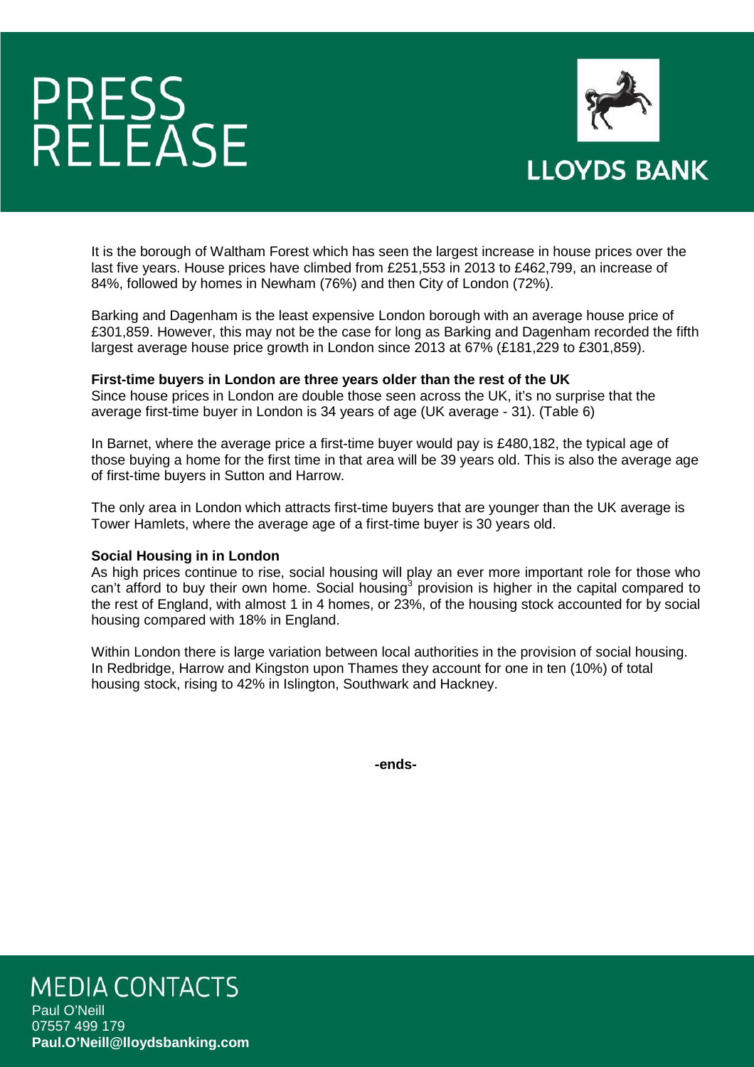It is the borough of Waltham Forest which has seen the largest increase in house prices over the last five years. House prices have climbed from £251,553 in 2013 to £462,799, an increase of 84%, followed by homes in Newham (76%) and then City of London (72%).

Barking and Dagenham is the least expensive London borough with an average house price of £301,859. However, this may not be the case for long as Barking and Dagenham recorded the fifth largest average house price growth in London since 2013 at 67% (£181,229 to £301,859).

**First-time buyers in London are three years older than the rest of the UK**

Since house prices in London are double those seen across the UK, it's no surprise that the average first-time buyer in London is 34 years of age (UK average - 31). (Table 6)

In Barnet, where the average price a first-time buyer would pay is £480,182, the typical age of those buying a home for the first time in that area will be 39 years old. This is also the average age of first-time buyers in Sutton and Harrow.

The only area in London which attracts first-time buyers that are younger than the UK average is Tower Hamlets, where the average age of a first-time buyer is 30 years old.

**Social Housing in in London**

As high prices continue to rise, social housing will play an ever more important role for those who can't afford to buy their own home. Social housing[3] provision is higher in the capital compared to the rest of England, with almost 1 in 4 homes, or 23%, of the housing stock accounted for by social housing compared with 18% in England.

Within London there is large variation between local authorities in the provision of social housing. In Redbridge, Harrow and Kingston upon Thames they account for one in ten (10%) of total housing stock, rising to 42% in Islington, Southwark and Hackney.

**-ends-**

## MEDIA CONTACTS

Paul O'Neill
07557 499 179
**Paul.O'Neill@lloydsbanking.com**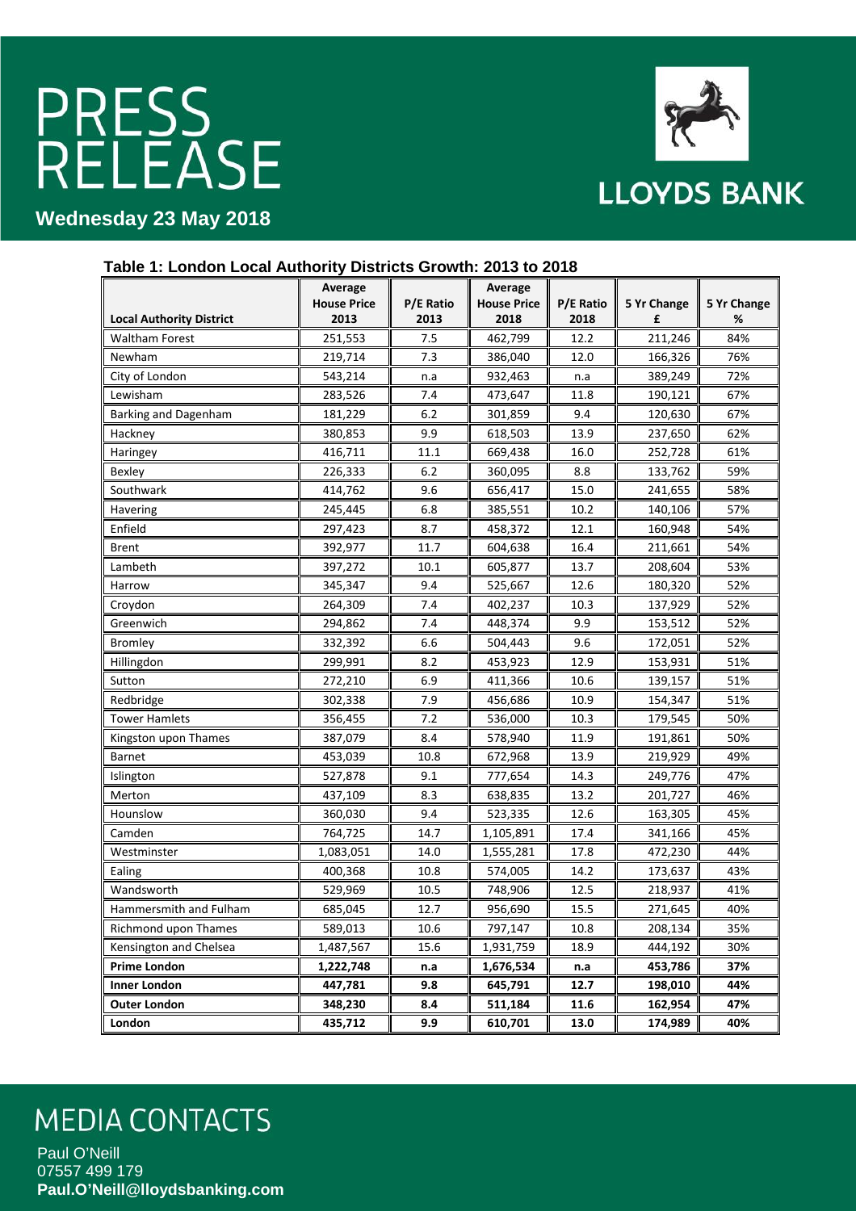# PRESS RELEASE

LLOYDS BANK

**Wednesday 23 May 2018**

**Table 1: London Local Authority Districts Growth: 2013 to 2018**

| Local Authority District | Average House Price 2013 | P/E Ratio 2013 | Average House Price 2018 | P/E Ratio 2018 | 5 Yr Change £ | 5 Yr Change % |
|---|---|---|---|---|---|---|
| Waltham Forest | 251,553 | 7.5 | 462,799 | 12.2 | 211,246 | 84% |
| Newham | 219,714 | 7.3 | 386,040 | 12.0 | 166,326 | 76% |
| City of London | 543,214 | n.a | 932,463 | n.a | 389,249 | 72% |
| Lewisham | 283,526 | 7.4 | 473,647 | 11.8 | 190,121 | 67% |
| Barking and Dagenham | 181,229 | 6.2 | 301,859 | 9.4 | 120,630 | 67% |
| Hackney | 380,853 | 9.9 | 618,503 | 13.9 | 237,650 | 62% |
| Haringey | 416,711 | 11.1 | 669,438 | 16.0 | 252,728 | 61% |
| Bexley | 226,333 | 6.2 | 360,095 | 8.8 | 133,762 | 59% |
| Southwark | 414,762 | 9.6 | 656,417 | 15.0 | 241,655 | 58% |
| Havering | 245,445 | 6.8 | 385,551 | 10.2 | 140,106 | 57% |
| Enfield | 297,423 | 8.7 | 458,372 | 12.1 | 160,948 | 54% |
| Brent | 392,977 | 11.7 | 604,638 | 16.4 | 211,661 | 54% |
| Lambeth | 397,272 | 10.1 | 605,877 | 13.7 | 208,604 | 53% |
| Harrow | 345,347 | 9.4 | 525,667 | 12.6 | 180,320 | 52% |
| Croydon | 264,309 | 7.4 | 402,237 | 10.3 | 137,929 | 52% |
| Greenwich | 294,862 | 7.4 | 448,374 | 9.9 | 153,512 | 52% |
| Bromley | 332,392 | 6.6 | 504,443 | 9.6 | 172,051 | 52% |
| Hillingdon | 299,991 | 8.2 | 453,923 | 12.9 | 153,931 | 51% |
| Sutton | 272,210 | 6.9 | 411,366 | 10.6 | 139,157 | 51% |
| Redbridge | 302,338 | 7.9 | 456,686 | 10.9 | 154,347 | 51% |
| Tower Hamlets | 356,455 | 7.2 | 536,000 | 10.3 | 179,545 | 50% |
| Kingston upon Thames | 387,079 | 8.4 | 578,940 | 11.9 | 191,861 | 50% |
| Barnet | 453,039 | 10.8 | 672,968 | 13.9 | 219,929 | 49% |
| Islington | 527,878 | 9.1 | 777,654 | 14.3 | 249,776 | 47% |
| Merton | 437,109 | 8.3 | 638,835 | 13.2 | 201,727 | 46% |
| Hounslow | 360,030 | 9.4 | 523,335 | 12.6 | 163,305 | 45% |
| Camden | 764,725 | 14.7 | 1,105,891 | 17.4 | 341,166 | 45% |
| Westminster | 1,083,051 | 14.0 | 1,555,281 | 17.8 | 472,230 | 44% |
| Ealing | 400,368 | 10.8 | 574,005 | 14.2 | 173,637 | 43% |
| Wandsworth | 529,969 | 10.5 | 748,906 | 12.5 | 218,937 | 41% |
| Hammersmith and Fulham | 685,045 | 12.7 | 956,690 | 15.5 | 271,645 | 40% |
| Richmond upon Thames | 589,013 | 10.6 | 797,147 | 10.8 | 208,134 | 35% |
| Kensington and Chelsea | 1,487,567 | 15.6 | 1,931,759 | 18.9 | 444,192 | 30% |
| **Prime London** | **1,222,748** | **n.a** | **1,676,534** | **n.a** | **453,786** | **37%** |
| **Inner London** | **447,781** | **9.8** | **645,791** | **12.7** | **198,010** | **44%** |
| **Outer London** | **348,230** | **8.4** | **511,184** | **11.6** | **162,954** | **47%** |
| **London** | **435,712** | **9.9** | **610,701** | **13.0** | **174,989** | **40%** |

## MEDIA CONTACTS

Paul O'Neill
07557 499 179
**Paul.O'Neill@lloydsbanking.com**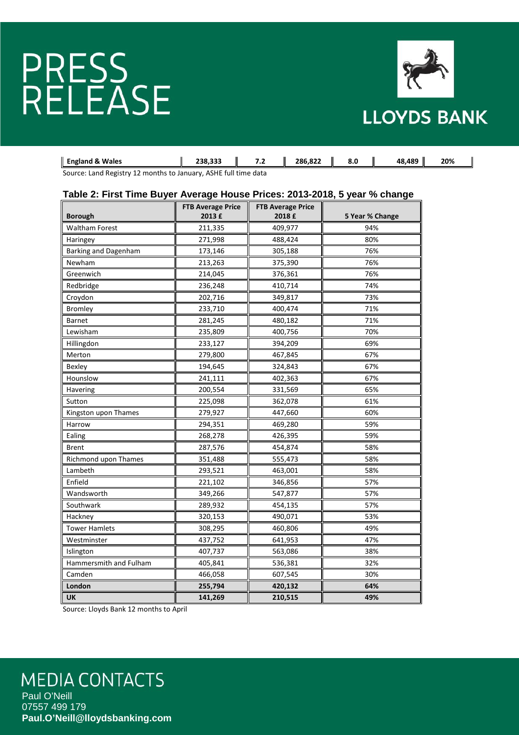# PRESS RELEASE

LLOYDS BANK

| England & Wales | 238,333 | 7.2 | 286,822 | 8.0 | 48,489 | 20% |
|---|---|---|---|---|---|---|

Source: Land Registry 12 months to January, ASHE full time data

**Table 2: First Time Buyer Average House Prices: 2013-2018, 5 year % change**

| Borough | FTB Average Price 2013 £ | FTB Average Price 2018 £ | 5 Year % Change |
|---|---|---|---|
| Waltham Forest | 211,335 | 409,977 | 94% |
| Haringey | 271,998 | 488,424 | 80% |
| Barking and Dagenham | 173,146 | 305,188 | 76% |
| Newham | 213,263 | 375,390 | 76% |
| Greenwich | 214,045 | 376,361 | 76% |
| Redbridge | 236,248 | 410,714 | 74% |
| Croydon | 202,716 | 349,817 | 73% |
| Bromley | 233,710 | 400,474 | 71% |
| Barnet | 281,245 | 480,182 | 71% |
| Lewisham | 235,809 | 400,756 | 70% |
| Hillingdon | 233,127 | 394,209 | 69% |
| Merton | 279,800 | 467,845 | 67% |
| Bexley | 194,645 | 324,843 | 67% |
| Hounslow | 241,111 | 402,363 | 67% |
| Havering | 200,554 | 331,569 | 65% |
| Sutton | 225,098 | 362,078 | 61% |
| Kingston upon Thames | 279,927 | 447,660 | 60% |
| Harrow | 294,351 | 469,280 | 59% |
| Ealing | 268,278 | 426,395 | 59% |
| Brent | 287,576 | 454,874 | 58% |
| Richmond upon Thames | 351,488 | 555,473 | 58% |
| Lambeth | 293,521 | 463,001 | 58% |
| Enfield | 221,102 | 346,856 | 57% |
| Wandsworth | 349,266 | 547,877 | 57% |
| Southwark | 289,932 | 454,135 | 57% |
| Hackney | 320,153 | 490,071 | 53% |
| Tower Hamlets | 308,295 | 460,806 | 49% |
| Westminster | 437,752 | 641,953 | 47% |
| Islington | 407,737 | 563,086 | 38% |
| Hammersmith and Fulham | 405,841 | 536,381 | 32% |
| Camden | 466,058 | 607,545 | 30% |
| **London** | **255,794** | **420,132** | **64%** |
| **UK** | **141,269** | **210,515** | **49%** |

Source: Lloyds Bank 12 months to April

## MEDIA CONTACTS

Paul O'Neill
07557 499 179
**Paul.O'Neill@lloydsbanking.com**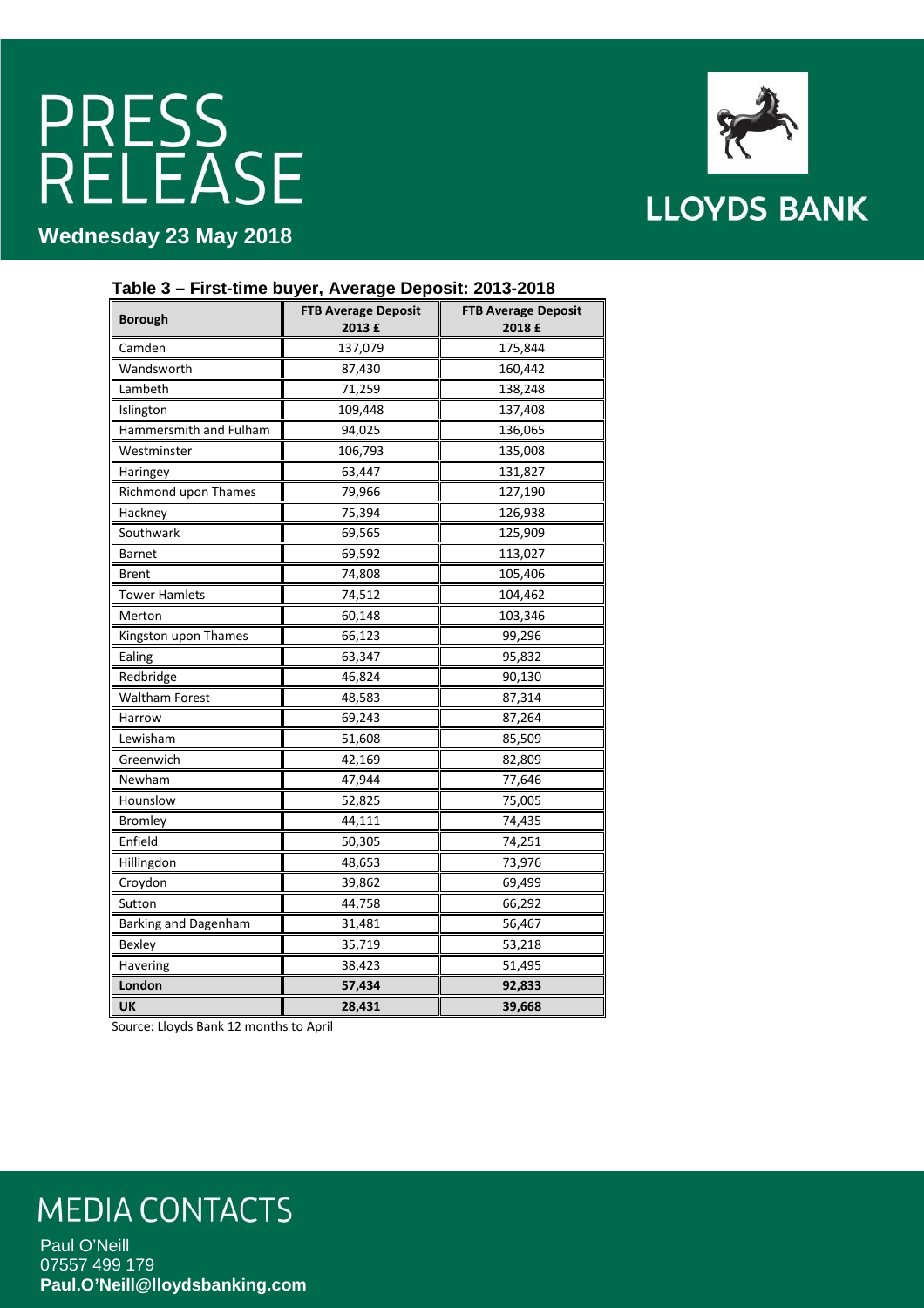# PRESS RELEASE

**Wednesday 23 May 2018**

LLOYDS BANK

**Table 3 – First-time buyer, Average Deposit: 2013-2018**

| Borough | FTB Average Deposit 2013 £ | FTB Average Deposit 2018 £ |
|---|---|---|
| Camden | 137,079 | 175,844 |
| Wandsworth | 87,430 | 160,442 |
| Lambeth | 71,259 | 138,248 |
| Islington | 109,448 | 137,408 |
| Hammersmith and Fulham | 94,025 | 136,065 |
| Westminster | 106,793 | 135,008 |
| Haringey | 63,447 | 131,827 |
| Richmond upon Thames | 79,966 | 127,190 |
| Hackney | 75,394 | 126,938 |
| Southwark | 69,565 | 125,909 |
| Barnet | 69,592 | 113,027 |
| Brent | 74,808 | 105,406 |
| Tower Hamlets | 74,512 | 104,462 |
| Merton | 60,148 | 103,346 |
| Kingston upon Thames | 66,123 | 99,296 |
| Ealing | 63,347 | 95,832 |
| Redbridge | 46,824 | 90,130 |
| Waltham Forest | 48,583 | 87,314 |
| Harrow | 69,243 | 87,264 |
| Lewisham | 51,608 | 85,509 |
| Greenwich | 42,169 | 82,809 |
| Newham | 47,944 | 77,646 |
| Hounslow | 52,825 | 75,005 |
| Bromley | 44,111 | 74,435 |
| Enfield | 50,305 | 74,251 |
| Hillingdon | 48,653 | 73,976 |
| Croydon | 39,862 | 69,499 |
| Sutton | 44,758 | 66,292 |
| Barking and Dagenham | 31,481 | 56,467 |
| Bexley | 35,719 | 53,218 |
| Havering | 38,423 | 51,495 |
| **London** | **57,434** | **92,833** |
| **UK** | **28,431** | **39,668** |

Source: Lloyds Bank 12 months to April

## MEDIA CONTACTS

Paul O'Neill
07557 499 179
**Paul.O'Neill@lloydsbanking.com**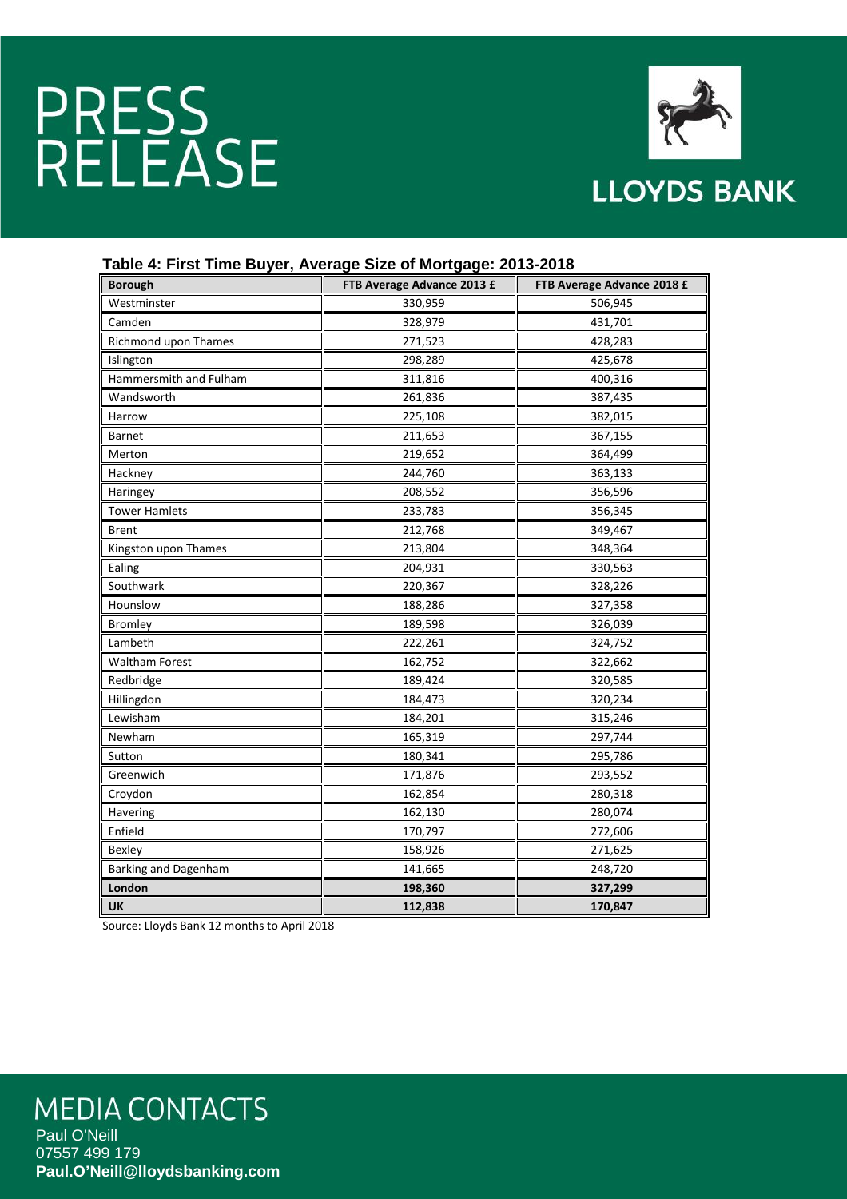# PRESS RELEASE

LLOYDS BANK

### Table 4: First Time Buyer, Average Size of Mortgage: 2013-2018

| Borough | FTB Average Advance 2013 £ | FTB Average Advance 2018 £ |
|---|---|---|
| Westminster | 330,959 | 506,945 |
| Camden | 328,979 | 431,701 |
| Richmond upon Thames | 271,523 | 428,283 |
| Islington | 298,289 | 425,678 |
| Hammersmith and Fulham | 311,816 | 400,316 |
| Wandsworth | 261,836 | 387,435 |
| Harrow | 225,108 | 382,015 |
| Barnet | 211,653 | 367,155 |
| Merton | 219,652 | 364,499 |
| Hackney | 244,760 | 363,133 |
| Haringey | 208,552 | 356,596 |
| Tower Hamlets | 233,783 | 356,345 |
| Brent | 212,768 | 349,467 |
| Kingston upon Thames | 213,804 | 348,364 |
| Ealing | 204,931 | 330,563 |
| Southwark | 220,367 | 328,226 |
| Hounslow | 188,286 | 327,358 |
| Bromley | 189,598 | 326,039 |
| Lambeth | 222,261 | 324,752 |
| Waltham Forest | 162,752 | 322,662 |
| Redbridge | 189,424 | 320,585 |
| Hillingdon | 184,473 | 320,234 |
| Lewisham | 184,201 | 315,246 |
| Newham | 165,319 | 297,744 |
| Sutton | 180,341 | 295,786 |
| Greenwich | 171,876 | 293,552 |
| Croydon | 162,854 | 280,318 |
| Havering | 162,130 | 280,074 |
| Enfield | 170,797 | 272,606 |
| Bexley | 158,926 | 271,625 |
| Barking and Dagenham | 141,665 | 248,720 |
| **London** | **198,360** | **327,299** |
| **UK** | **112,838** | **170,847** |

Source: Lloyds Bank 12 months to April 2018

## MEDIA CONTACTS

Paul O'Neill
07557 499 179
**Paul.O'Neill@lloydsbanking.com**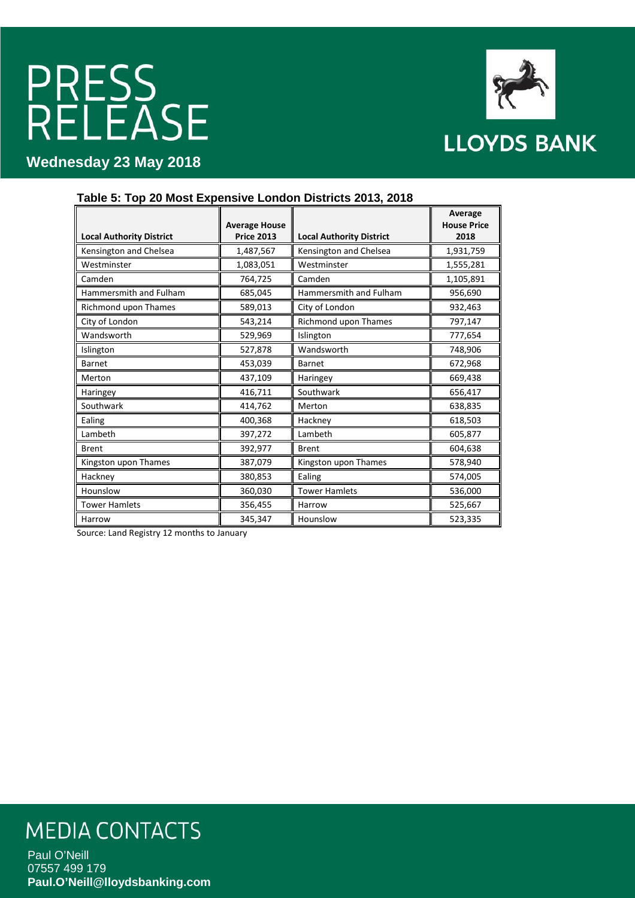PRESS RELEASE

Wednesday 23 May 2018

LLOYDS BANK

**Table 5: Top 20 Most Expensive London Districts 2013, 2018**

| Local Authority District | Average House Price 2013 | Local Authority District | Average House Price 2018 |
|---|---|---|---|
| Kensington and Chelsea | 1,487,567 | Kensington and Chelsea | 1,931,759 |
| Westminster | 1,083,051 | Westminster | 1,555,281 |
| Camden | 764,725 | Camden | 1,105,891 |
| Hammersmith and Fulham | 685,045 | Hammersmith and Fulham | 956,690 |
| Richmond upon Thames | 589,013 | City of London | 932,463 |
| City of London | 543,214 | Richmond upon Thames | 797,147 |
| Wandsworth | 529,969 | Islington | 777,654 |
| Islington | 527,878 | Wandsworth | 748,906 |
| Barnet | 453,039 | Barnet | 672,968 |
| Merton | 437,109 | Haringey | 669,438 |
| Haringey | 416,711 | Southwark | 656,417 |
| Southwark | 414,762 | Merton | 638,835 |
| Ealing | 400,368 | Hackney | 618,503 |
| Lambeth | 397,272 | Lambeth | 605,877 |
| Brent | 392,977 | Brent | 604,638 |
| Kingston upon Thames | 387,079 | Kingston upon Thames | 578,940 |
| Hackney | 380,853 | Ealing | 574,005 |
| Hounslow | 360,030 | Tower Hamlets | 536,000 |
| Tower Hamlets | 356,455 | Harrow | 525,667 |
| Harrow | 345,347 | Hounslow | 523,335 |

Source: Land Registry 12 months to January

## MEDIA CONTACTS

Paul O'Neill
07557 499 179
**Paul.O'Neill@lloydsbanking.com**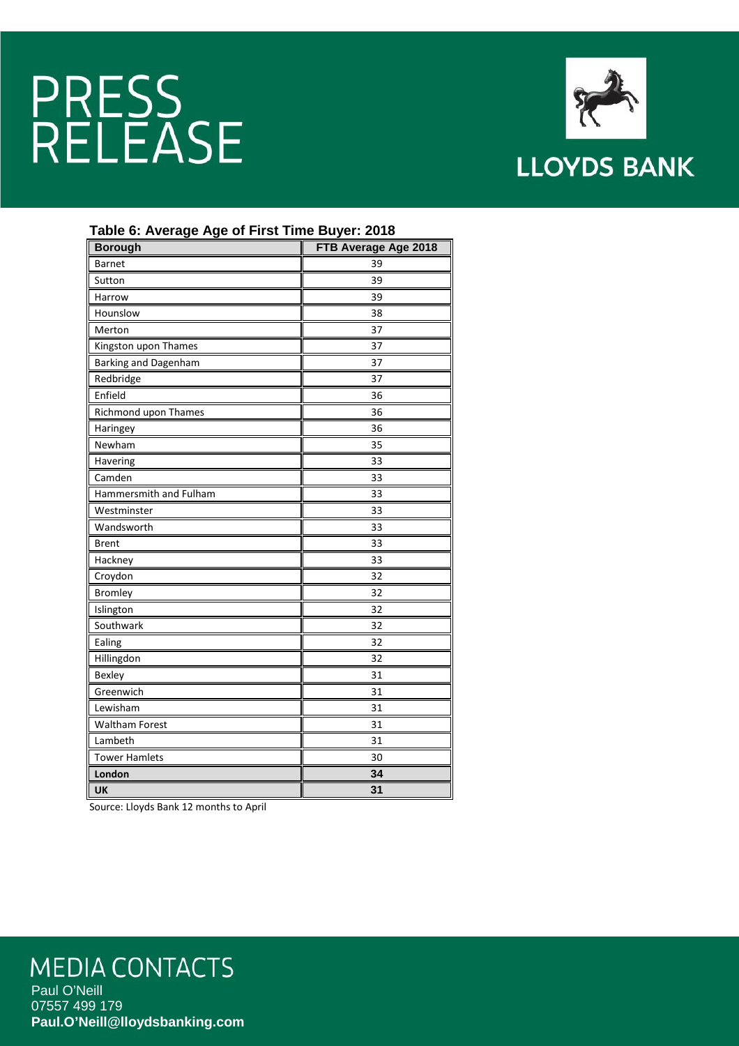# PRESS RELEASE

LLOYDS BANK

**Table 6: Average Age of First Time Buyer: 2018**

| Borough | FTB Average Age 2018 |
|---|---|
| Barnet | 39 |
| Sutton | 39 |
| Harrow | 39 |
| Hounslow | 38 |
| Merton | 37 |
| Kingston upon Thames | 37 |
| Barking and Dagenham | 37 |
| Redbridge | 37 |
| Enfield | 36 |
| Richmond upon Thames | 36 |
| Haringey | 36 |
| Newham | 35 |
| Havering | 33 |
| Camden | 33 |
| Hammersmith and Fulham | 33 |
| Westminster | 33 |
| Wandsworth | 33 |
| Brent | 33 |
| Hackney | 33 |
| Croydon | 32 |
| Bromley | 32 |
| Islington | 32 |
| Southwark | 32 |
| Ealing | 32 |
| Hillingdon | 32 |
| Bexley | 31 |
| Greenwich | 31 |
| Lewisham | 31 |
| Waltham Forest | 31 |
| Lambeth | 31 |
| Tower Hamlets | 30 |
| **London** | **34** |
| **UK** | **31** |

Source: Lloyds Bank 12 months to April

## MEDIA CONTACTS

Paul O'Neill
07557 499 179
**Paul.O'Neill@lloydsbanking.com**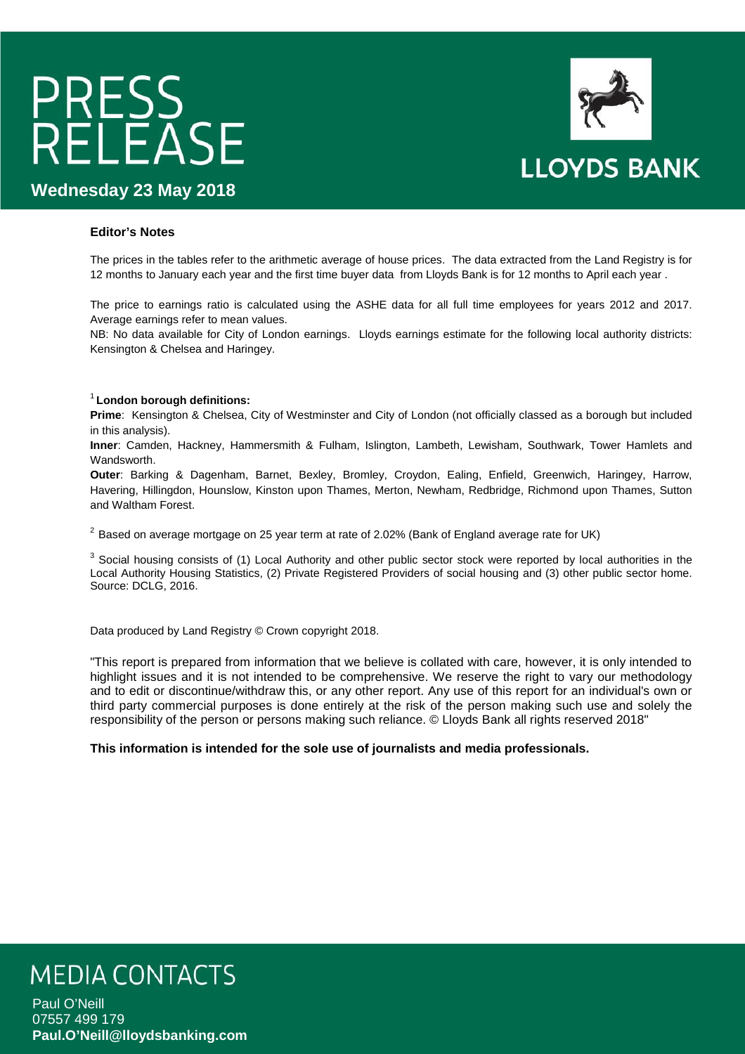# PRESS RELEASE

**Wednesday 23 May 2018**

LLOYDS BANK

**Editor's Notes**

The prices in the tables refer to the arithmetic average of house prices. The data extracted from the Land Registry is for 12 months to January each year and the first time buyer data from Lloyds Bank is for 12 months to April each year .

The price to earnings ratio is calculated using the ASHE data for all full time employees for years 2012 and 2017. Average earnings refer to mean values.

NB: No data available for City of London earnings. Lloyds earnings estimate for the following local authority districts: Kensington & Chelsea and Haringey.

[1] **London borough definitions:**

**Prime**: Kensington & Chelsea, City of Westminster and City of London (not officially classed as a borough but included in this analysis).

**Inner**: Camden, Hackney, Hammersmith & Fulham, Islington, Lambeth, Lewisham, Southwark, Tower Hamlets and Wandsworth.

**Outer**: Barking & Dagenham, Barnet, Bexley, Bromley, Croydon, Ealing, Enfield, Greenwich, Haringey, Harrow, Havering, Hillingdon, Hounslow, Kinston upon Thames, Merton, Newham, Redbridge, Richmond upon Thames, Sutton and Waltham Forest.

[2] Based on average mortgage on 25 year term at rate of 2.02% (Bank of England average rate for UK)

[3] Social housing consists of (1) Local Authority and other public sector stock were reported by local authorities in the Local Authority Housing Statistics, (2) Private Registered Providers of social housing and (3) other public sector home. Source: DCLG, 2016.

Data produced by Land Registry © Crown copyright 2018.

"This report is prepared from information that we believe is collated with care, however, it is only intended to highlight issues and it is not intended to be comprehensive. We reserve the right to vary our methodology and to edit or discontinue/withdraw this, or any other report. Any use of this report for an individual's own or third party commercial purposes is done entirely at the risk of the person making such use and solely the responsibility of the person or persons making such reliance. © Lloyds Bank all rights reserved 2018"

**This information is intended for the sole use of journalists and media professionals.**

## MEDIA CONTACTS

Paul O'Neill
07557 499 179
**Paul.O'Neill@lloydsbanking.com**